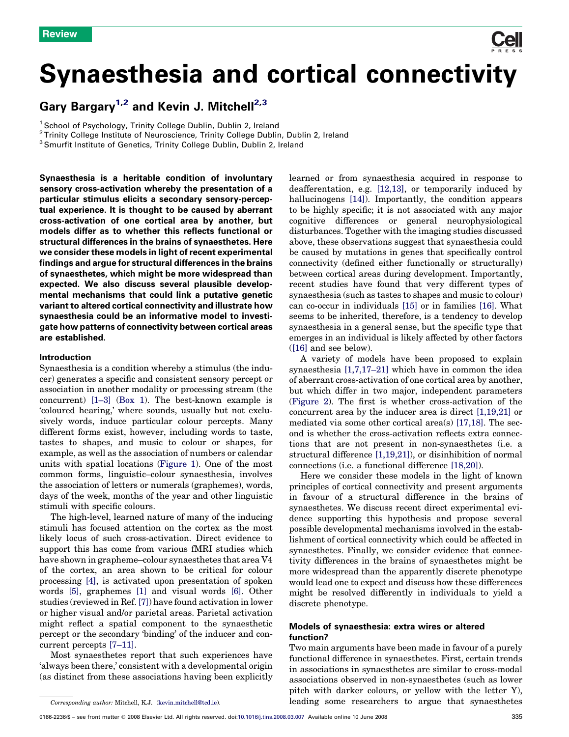Review

# Synaesthesia and cortical connectivity

Gary Bargary[1,2] and Kevin J. Mitchell[2,3]

[1] School of Psychology, Trinity College Dublin, Dublin 2, Ireland
[2] Trinity College Institute of Neuroscience, Trinity College Dublin, Dublin 2, Ireland
[3] Smurfit Institute of Genetics, Trinity College Dublin, Dublin 2, Ireland

**Synaesthesia is a heritable condition of involuntary sensory cross-activation whereby the presentation of a particular stimulus elicits a secondary sensory-perceptual experience. It is thought to be caused by aberrant cross-activation of one cortical area by another, but models differ as to whether this reflects functional or structural differences in the brains of synaesthetes. Here we consider these models in light of recent experimental findings and argue for structural differences in the brains of synaesthetes, which might be more widespread than expected. We also discuss several plausible developmental mechanisms that could link a putative genetic variant to altered cortical connectivity and illustrate how synaesthesia could be an informative model to investigate how patterns of connectivity between cortical areas are established.**

## Introduction

Synaesthesia is a condition whereby a stimulus (the inducer) generates a specific and consistent sensory percept or association in another modality or processing stream (the concurrent) [1–3] (Box 1). The best-known example is 'coloured hearing,' where sounds, usually but not exclusively words, induce particular colour percepts. Many different forms exist, however, including words to taste, tastes to shapes, and music to colour or shapes, for example, as well as the association of numbers or calendar units with spatial locations (Figure 1). One of the most common forms, linguistic–colour synaesthesia, involves the association of letters or numerals (graphemes), words, days of the week, months of the year and other linguistic stimuli with specific colours.

The high-level, learned nature of many of the inducing stimuli has focused attention on the cortex as the most likely locus of such cross-activation. Direct evidence to support this has come from various fMRI studies which have shown in grapheme–colour synaesthetes that area V4 of the cortex, an area shown to be critical for colour processing [4], is activated upon presentation of spoken words [5], graphemes [1] and visual words [6]. Other studies (reviewed in Ref. [7]) have found activation in lower or higher visual and/or parietal areas. Parietal activation might reflect a spatial component to the synaesthetic percept or the secondary 'binding' of the inducer and concurrent percepts [7–11].

Most synaesthetes report that such experiences have 'always been there,' consistent with a developmental origin (as distinct from these associations having been explicitly learned or from synaesthesia acquired in response to deafferentation, e.g. [12,13], or temporarily induced by hallucinogens [14]). Importantly, the condition appears to be highly specific; it is not associated with any major cognitive differences or general neurophysiological disturbances. Together with the imaging studies discussed above, these observations suggest that synaesthesia could be caused by mutations in genes that specifically control connectivity (defined either functionally or structurally) between cortical areas during development. Importantly, recent studies have found that very different types of synaesthesia (such as tastes to shapes and music to colour) can co-occur in individuals [15] or in families [16]. What seems to be inherited, therefore, is a tendency to develop synaesthesia in a general sense, but the specific type that emerges in an individual is likely affected by other factors ([16] and see below).

A variety of models have been proposed to explain synaesthesia [1,7,17–21] which have in common the idea of aberrant cross-activation of one cortical area by another, but which differ in two major, independent parameters (Figure 2). The first is whether cross-activation of the concurrent area by the inducer area is direct [1,19,21] or mediated via some other cortical area(s) [17,18]. The second is whether the cross-activation reflects extra connections that are not present in non-synaesthetes (i.e. a structural difference [1,19,21]), or disinhibition of normal connections (i.e. a functional difference [18,20]).

Here we consider these models in the light of known principles of cortical connectivity and present arguments in favour of a structural difference in the brains of synaesthetes. We discuss recent direct experimental evidence supporting this hypothesis and propose several possible developmental mechanisms involved in the establishment of cortical connectivity which could be affected in synaesthetes. Finally, we consider evidence that connectivity differences in the brains of synaesthetes might be more widespread than the apparently discrete phenotype would lead one to expect and discuss how these differences might be resolved differently in individuals to yield a discrete phenotype.

## Models of synaesthesia: extra wires or altered function?

Two main arguments have been made in favour of a purely functional difference in synaesthetes. First, certain trends in associations in synaesthetes are similar to cross-modal associations observed in non-synaesthetes (such as lower pitch with darker colours, or yellow with the letter Y), leading some researchers to argue that synaesthetes

Corresponding author: Mitchell, K.J. (kevin.mitchell@tcd.ie).

0166-2236/$ - see front matter © 2008 Elsevier Ltd. All rights reserved. doi:10.1016/j.tins.2008.03.007 Available online 10 June 2008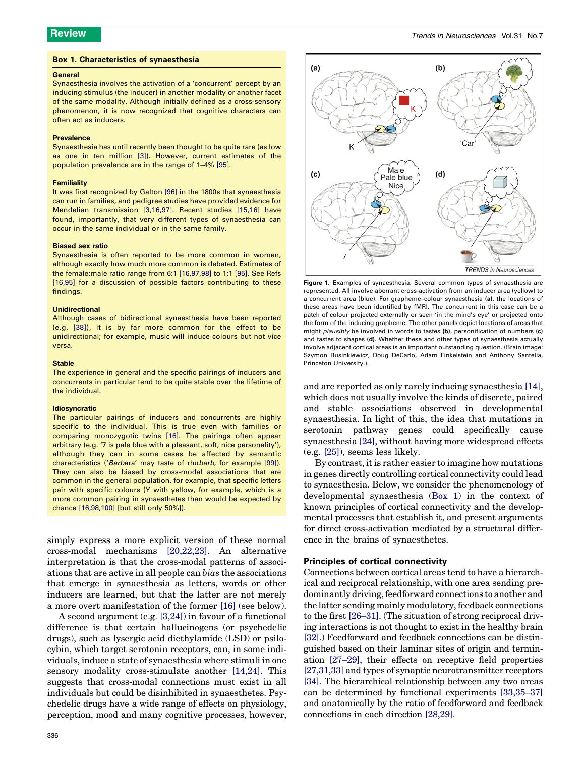### Box 1. Characteristics of synaesthesia

**General**

Synaesthesia involves the activation of a 'concurrent' percept by an inducing stimulus (the inducer) in another modality or another facet of the same modality. Although initially defined as a cross-sensory phenomenon, it is now recognized that cognitive characters can often act as inducers.

**Prevalence**

Synaesthesia has until recently been thought to be quite rare (as low as one in ten million [3]). However, current estimates of the population prevalence are in the range of 1–4% [95].

**Familiality**

It was first recognized by Galton [96] in the 1800s that synaesthesia can run in families, and pedigree studies have provided evidence for Mendelian transmission [3,16,97]. Recent studies [15,16] have found, importantly, that very different types of synaesthesia can occur in the same individual or in the same family.

**Biased sex ratio**

Synaesthesia is often reported to be more common in women, although exactly how much more common is debated. Estimates of the female:male ratio range from 6:1 [16,97,98] to 1:1 [95]. See Refs [16,95] for a discussion of possible factors contributing to these findings.

**Unidirectional**

Although cases of bidirectional synaesthesia have been reported (e.g. [38]), it is by far more common for the effect to be unidirectional; for example, music will induce colours but not vice versa.

**Stable**

The experience in general and the specific pairings of inducers and concurrents in particular tend to be quite stable over the lifetime of the individual.

**Idiosyncratic**

The particular pairings of inducers and concurrents are highly specific to the individual. This is true even with families or comparing monozygotic twins [16]. The pairings often appear arbitrary (e.g. '7 is pale blue with a pleasant, soft, nice personality'), although they can in some cases be affected by semantic characteristics ('*Barb*ara' may taste of rhu*barb*, for example [99]). They can also be biased by cross-modal associations that are common in the general population, for example, that specific letters pair with specific colours (Y with yellow, for example, which is a more common pairing in synaesthetes than would be expected by chance [16,98,100] [but still only 50%]).

simply express a more explicit version of these normal cross-modal mechanisms [20,22,23]. An alternative interpretation is that the cross-modal patterns of associations that are active in all people can *bias* the associations that emerge in synaesthesia as letters, words or other inducers are learned, but that the latter are not merely a more overt manifestation of the former [16] (see below).

A second argument (e.g. [3,24]) in favour of a functional difference is that certain hallucinogens (or psychedelic drugs), such as lysergic acid diethylamide (LSD) or psilocybin, which target serotonin receptors, can, in some individuals, induce a state of synaesthesia where stimuli in one sensory modality cross-stimulate another [14,24]. This suggests that cross-modal connections must exist in all individuals but could be disinhibited in synaesthetes. Psychedelic drugs have a wide range of effects on physiology, perception, mood and many cognitive processes, however, and are reported as only rarely inducing synaesthesia [14], which does not usually involve the kinds of discrete, paired and stable associations observed in developmental synaesthesia. In light of this, the idea that mutations in serotonin pathway genes could specifically cause synaesthesia [24], without having more widespread effects (e.g. [25]), seems less likely.

Figure 1. Examples of synaesthesia. Several common types of synaesthesia are represented. All involve aberrant cross-activation from an inducer area (yellow) to a concurrent area (blue). For grapheme–colour synaesthesia **(a)**, the locations of these areas have been identified by fMRI. The concurrent in this case can be a patch of colour projected externally or seen 'in the mind's eye' or projected onto the form of the inducing grapheme. The other panels depict locations of areas that might *plausibly* be involved in words to tastes **(b)**, personification of numbers **(c)** and tastes to shapes **(d)**. Whether these and other types of synaesthesia actually involve adjacent cortical areas is an important outstanding question. (Brain image: Szymon Rusinkiewicz, Doug DeCarlo, Adam Finkelstein and Anthony Santella, Princeton University.).

By contrast, it is rather easier to imagine how mutations in genes directly controlling cortical connectivity could lead to synaesthesia. Below, we consider the phenomenology of developmental synaesthesia (Box 1) in the context of known principles of cortical connectivity and the developmental processes that establish it, and present arguments for direct cross-activation mediated by a structural difference in the brains of synaesthetes.

## Principles of cortical connectivity

Connections between cortical areas tend to have a hierarchical and reciprocal relationship, with one area sending predominantly driving, feedforward connections to another and the latter sending mainly modulatory, feedback connections to the first [26–31]. (The situation of strong reciprocal driving interactions is not thought to exist in the healthy brain [32].) Feedforward and feedback connections can be distinguished based on their laminar sites of origin and termination [27–29], their effects on receptive field properties [27,31,33] and types of synaptic neurotransmitter receptors [34]. The hierarchical relationship between any two areas can be determined by functional experiments [33,35–37] and anatomically by the ratio of feedforward and feedback connections in each direction [28,29].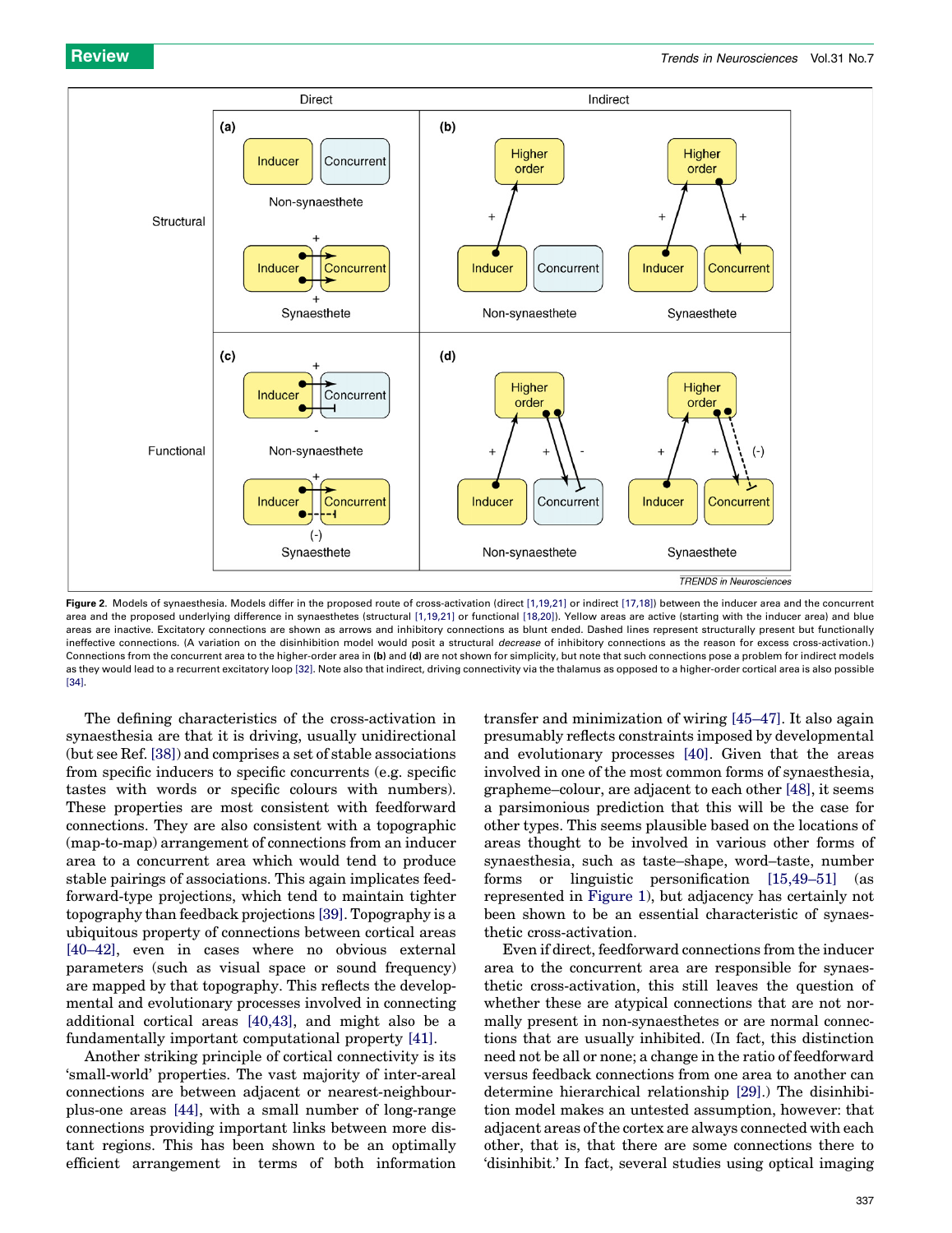Figure 2. Models of synaesthesia. Models differ in the proposed route of cross-activation (direct [1,19,21] or indirect [17,18]) between the inducer area and the concurrent area and the proposed underlying difference in synaesthetes (structural [1,19,21] or functional [18,20]). Yellow areas are active (starting with the inducer area) and blue areas are inactive. Excitatory connections are shown as arrows and inhibitory connections as blunt ended. Dashed lines represent structurally present but functionally ineffective connections. (A variation on the disinhibition model would posit a structural *decrease* of inhibitory connections as the reason for excess cross-activation.) Connections from the concurrent area to the higher-order area in **(b)** and **(d)** are not shown for simplicity, but note that such connections pose a problem for indirect models as they would lead to a recurrent excitatory loop [32]. Note also that indirect, driving connectivity via the thalamus as opposed to a higher-order cortical area is also possible [34].

The defining characteristics of the cross-activation in synaesthesia are that it is driving, usually unidirectional (but see Ref. [38]) and comprises a set of stable associations from specific inducers to specific concurrents (e.g. specific tastes with words or specific colours with numbers). These properties are most consistent with feedforward connections. They are also consistent with a topographic (map-to-map) arrangement of connections from an inducer area to a concurrent area which would tend to produce stable pairings of associations. This again implicates feedforward-type projections, which tend to maintain tighter topography than feedback projections [39]. Topography is a ubiquitous property of connections between cortical areas [40–42], even in cases where no obvious external parameters (such as visual space or sound frequency) are mapped by that topography. This reflects the developmental and evolutionary processes involved in connecting additional cortical areas [40,43], and might also be a fundamentally important computational property [41].

Another striking principle of cortical connectivity is its 'small-world' properties. The vast majority of inter-areal connections are between adjacent or nearest-neighbour-plus-one areas [44], with a small number of long-range connections providing important links between more distant regions. This has been shown to be an optimally efficient arrangement in terms of both information transfer and minimization of wiring [45–47]. It also again presumably reflects constraints imposed by developmental and evolutionary processes [40]. Given that the areas involved in one of the most common forms of synaesthesia, grapheme–colour, are adjacent to each other [48], it seems a parsimonious prediction that this will be the case for other types. This seems plausible based on the locations of areas thought to be involved in various other forms of synaesthesia, such as taste–shape, word–taste, number forms or linguistic personification [15,49–51] (as represented in Figure 1), but adjacency has certainly not been shown to be an essential characteristic of synaesthetic cross-activation.

Even if direct, feedforward connections from the inducer area to the concurrent area are responsible for synaesthetic cross-activation, this still leaves the question of whether these are atypical connections that are not normally present in non-synaesthetes or are normal connections that are usually inhibited. (In fact, this distinction need not be all or none; a change in the ratio of feedforward versus feedback connections from one area to another can determine hierarchical relationship [29].) The disinhibition model makes an untested assumption, however: that adjacent areas of the cortex are always connected with each other, that is, that there are some connections there to 'disinhibit.' In fact, several studies using optical imaging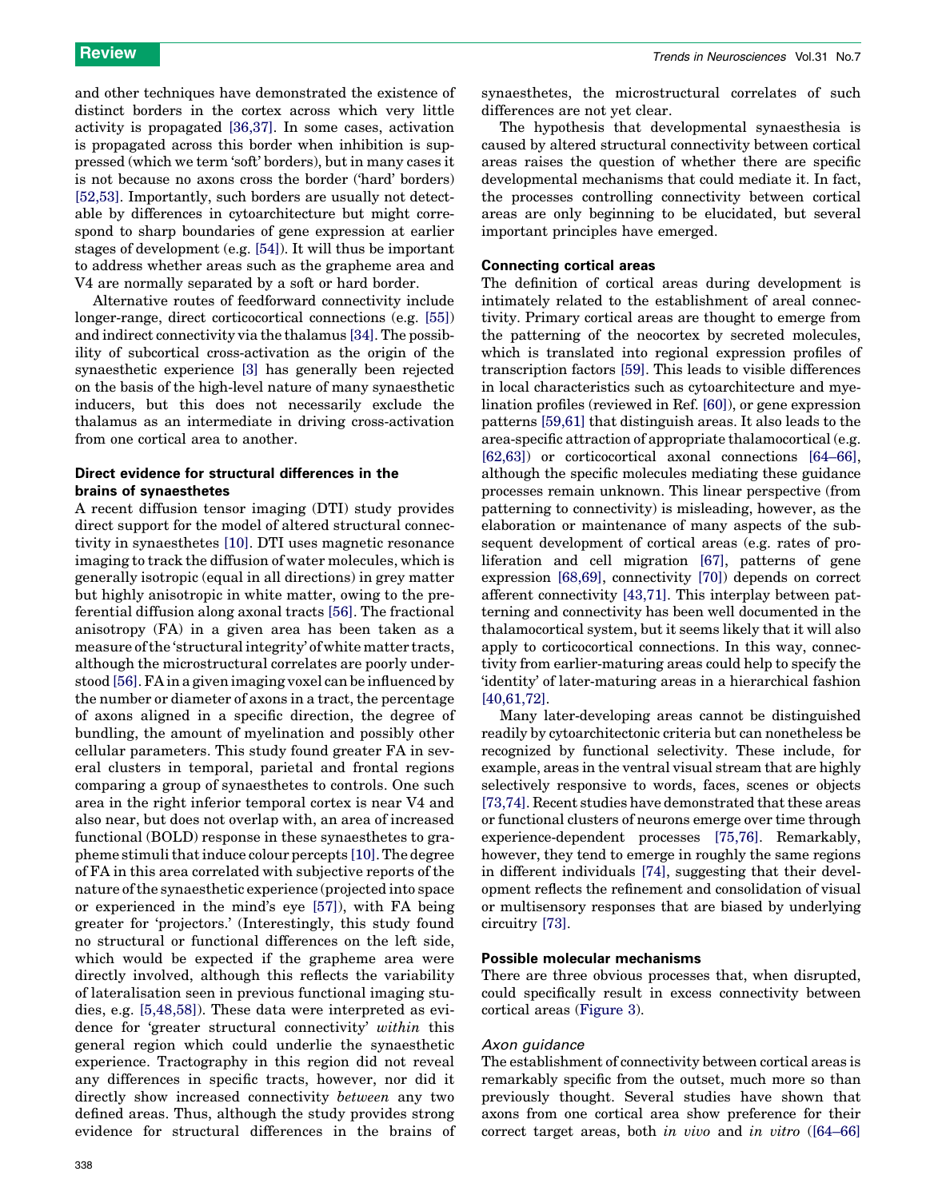and other techniques have demonstrated the existence of distinct borders in the cortex across which very little activity is propagated [36,37]. In some cases, activation is propagated across this border when inhibition is suppressed (which we term 'soft' borders), but in many cases it is not because no axons cross the border ('hard' borders) [52,53]. Importantly, such borders are usually not detectable by differences in cytoarchitecture but might correspond to sharp boundaries of gene expression at earlier stages of development (e.g. [54]). It will thus be important to address whether areas such as the grapheme area and V4 are normally separated by a soft or hard border.

Alternative routes of feedforward connectivity include longer-range, direct corticocortical connections (e.g. [55]) and indirect connectivity via the thalamus [34]. The possibility of subcortical cross-activation as the origin of the synaesthetic experience [3] has generally been rejected on the basis of the high-level nature of many synaesthetic inducers, but this does not necessarily exclude the thalamus as an intermediate in driving cross-activation from one cortical area to another.

### Direct evidence for structural differences in the brains of synaesthetes

A recent diffusion tensor imaging (DTI) study provides direct support for the model of altered structural connectivity in synaesthetes [10]. DTI uses magnetic resonance imaging to track the diffusion of water molecules, which is generally isotropic (equal in all directions) in grey matter but highly anisotropic in white matter, owing to the preferential diffusion along axonal tracts [56]. The fractional anisotropy (FA) in a given area has been taken as a measure of the 'structural integrity' of white matter tracts, although the microstructural correlates are poorly understood [56]. FA in a given imaging voxel can be influenced by the number or diameter of axons in a tract, the percentage of axons aligned in a specific direction, the degree of bundling, the amount of myelination and possibly other cellular parameters. This study found greater FA in several clusters in temporal, parietal and frontal regions comparing a group of synaesthetes to controls. One such area in the right inferior temporal cortex is near V4 and also near, but does not overlap with, an area of increased functional (BOLD) response in these synaesthetes to grapheme stimuli that induce colour percepts [10]. The degree of FA in this area correlated with subjective reports of the nature of the synaesthetic experience (projected into space or experienced in the mind's eye [57]), with FA being greater for 'projectors.' (Interestingly, this study found no structural or functional differences on the left side, which would be expected if the grapheme area were directly involved, although this reflects the variability of lateralisation seen in previous functional imaging studies, e.g. [5,48,58]). These data were interpreted as evidence for 'greater structural connectivity' *within* this general region which could underlie the synaesthetic experience. Tractography in this region did not reveal any differences in specific tracts, however, nor did it directly show increased connectivity *between* any two defined areas. Thus, although the study provides strong evidence for structural differences in the brains of synaesthetes, the microstructural correlates of such differences are not yet clear.

The hypothesis that developmental synaesthesia is caused by altered structural connectivity between cortical areas raises the question of whether there are specific developmental mechanisms that could mediate it. In fact, the processes controlling connectivity between cortical areas are only beginning to be elucidated, but several important principles have emerged.

### Connecting cortical areas

The definition of cortical areas during development is intimately related to the establishment of areal connectivity. Primary cortical areas are thought to emerge from the patterning of the neocortex by secreted molecules, which is translated into regional expression profiles of transcription factors [59]. This leads to visible differences in local characteristics such as cytoarchitecture and myelination profiles (reviewed in Ref. [60]), or gene expression patterns [59,61] that distinguish areas. It also leads to the area-specific attraction of appropriate thalamocortical (e.g. [62,63]) or corticocortical axonal connections [64–66], although the specific molecules mediating these guidance processes remain unknown. This linear perspective (from patterning to connectivity) is misleading, however, as the elaboration or maintenance of many aspects of the subsequent development of cortical areas (e.g. rates of proliferation and cell migration [67], patterns of gene expression [68,69], connectivity [70]) depends on correct afferent connectivity [43,71]. This interplay between patterning and connectivity has been well documented in the thalamocortical system, but it seems likely that it will also apply to corticocortical connections. In this way, connectivity from earlier-maturing areas could help to specify the 'identity' of later-maturing areas in a hierarchical fashion [40,61,72].

Many later-developing areas cannot be distinguished readily by cytoarchitectonic criteria but can nonetheless be recognized by functional selectivity. These include, for example, areas in the ventral visual stream that are highly selectively responsive to words, faces, scenes or objects [73,74]. Recent studies have demonstrated that these areas or functional clusters of neurons emerge over time through experience-dependent processes [75,76]. Remarkably, however, they tend to emerge in roughly the same regions in different individuals [74], suggesting that their development reflects the refinement and consolidation of visual or multisensory responses that are biased by underlying circuitry [73].

### Possible molecular mechanisms

There are three obvious processes that, when disrupted, could specifically result in excess connectivity between cortical areas (Figure 3).

#### *Axon guidance*

The establishment of connectivity between cortical areas is remarkably specific from the outset, much more so than previously thought. Several studies have shown that axons from one cortical area show preference for their correct target areas, both *in vivo* and *in vitro* ([64–66]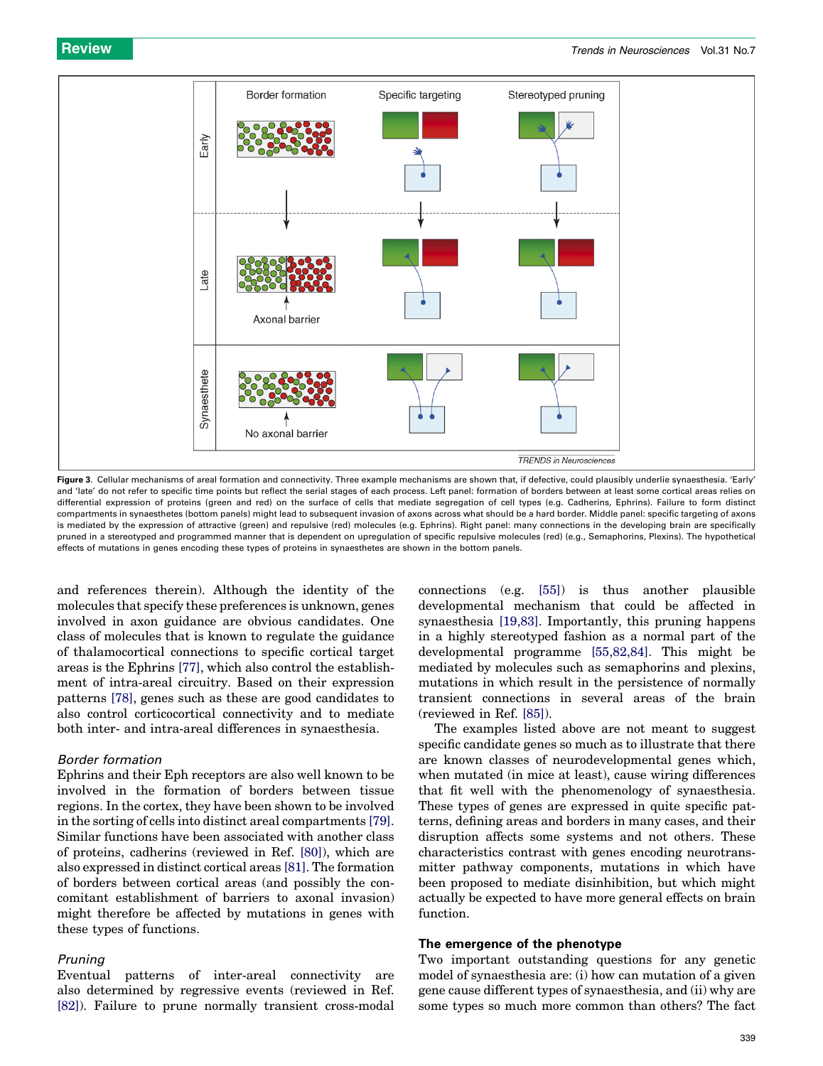**Figure 3.** Cellular mechanisms of areal formation and connectivity. Three example mechanisms are shown that, if defective, could plausibly underlie synaesthesia. 'Early' and 'late' do not refer to specific time points but reflect the serial stages of each process. Left panel: formation of borders between at least some cortical areas relies on differential expression of proteins (green and red) on the surface of cells that mediate segregation of cell types (e.g. Cadherins, Ephrins). Failure to form distinct compartments in synaesthetes (bottom panels) might lead to subsequent invasion of axons across what should be a hard border. Middle panel: specific targeting of axons is mediated by the expression of attractive (green) and repulsive (red) molecules (e.g. Ephrins). Right panel: many connections in the developing brain are specifically pruned in a stereotyped and programmed manner that is dependent on upregulation of specific repulsive molecules (red) (e.g., Semaphorins, Plexins). The hypothetical effects of mutations in genes encoding these types of proteins in synaesthetes are shown in the bottom panels.

and references therein). Although the identity of the molecules that specify these preferences is unknown, genes involved in axon guidance are obvious candidates. One class of molecules that is known to regulate the guidance of thalamocortical connections to specific cortical target areas is the Ephrins [77], which also control the establishment of intra-areal circuitry. Based on their expression patterns [78], genes such as these are good candidates to also control corticocortical connectivity and to mediate both inter- and intra-areal differences in synaesthesia.

### *Border formation*

Ephrins and their Eph receptors are also well known to be involved in the formation of borders between tissue regions. In the cortex, they have been shown to be involved in the sorting of cells into distinct areal compartments [79]. Similar functions have been associated with another class of proteins, cadherins (reviewed in Ref. [80]), which are also expressed in distinct cortical areas [81]. The formation of borders between cortical areas (and possibly the concomitant establishment of barriers to axonal invasion) might therefore be affected by mutations in genes with these types of functions.

### *Pruning*

Eventual patterns of inter-areal connectivity are also determined by regressive events (reviewed in Ref. [82]). Failure to prune normally transient cross-modal connections (e.g. [55]) is thus another plausible developmental mechanism that could be affected in synaesthesia [19,83]. Importantly, this pruning happens in a highly stereotyped fashion as a normal part of the developmental programme [55,82,84]. This might be mediated by molecules such as semaphorins and plexins, mutations in which result in the persistence of normally transient connections in several areas of the brain (reviewed in Ref. [85]).

The examples listed above are not meant to suggest specific candidate genes so much as to illustrate that there are known classes of neurodevelopmental genes which, when mutated (in mice at least), cause wiring differences that fit well with the phenomenology of synaesthesia. These types of genes are expressed in quite specific patterns, defining areas and borders in many cases, and their disruption affects some systems and not others. These characteristics contrast with genes encoding neurotransmitter pathway components, mutations in which have been proposed to mediate disinhibition, but which might actually be expected to have more general effects on brain function.

## The emergence of the phenotype

Two important outstanding questions for any genetic model of synaesthesia are: (i) how can mutation of a given gene cause different types of synaesthesia, and (ii) why are some types so much more common than others? The fact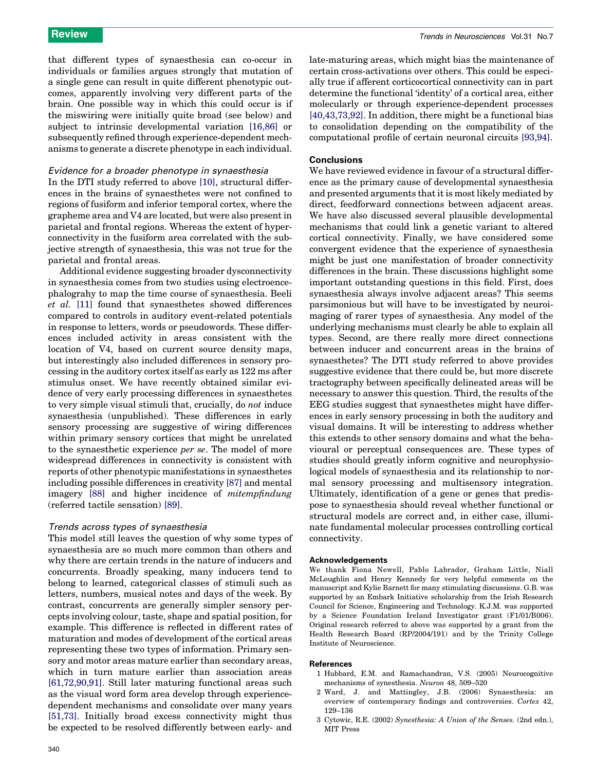that different types of synaesthesia can co-occur in individuals or families argues strongly that mutation of a single gene can result in quite different phenotypic outcomes, apparently involving very different parts of the brain. One possible way in which this could occur is if the miswiring were initially quite broad (see below) and subject to intrinsic developmental variation [16,86] or subsequently refined through experience-dependent mechanisms to generate a discrete phenotype in each individual.

### *Evidence for a broader phenotype in synaesthesia*

In the DTI study referred to above [10], structural differences in the brains of synaesthetes were not confined to regions of fusiform and inferior temporal cortex, where the grapheme area and V4 are located, but were also present in parietal and frontal regions. Whereas the extent of hyperconnectivity in the fusiform area correlated with the subjective strength of synaesthesia, this was not true for the parietal and frontal areas.

Additional evidence suggesting broader dysconnectivity in synaesthesia comes from two studies using electroencephalograhy to map the time course of synaesthesia. Beeli *et al.* [11] found that synaesthetes showed differences compared to controls in auditory event-related potentials in response to letters, words or pseudowords. These differences included activity in areas consistent with the location of V4, based on current source density maps, but interestingly also included differences in sensory processing in the auditory cortex itself as early as 122 ms after stimulus onset. We have recently obtained similar evidence of very early processing differences in synaesthetes to very simple visual stimuli that, crucially, do *not* induce synaesthesia (unpublished). These differences in early sensory processing are suggestive of wiring differences within primary sensory cortices that might be unrelated to the synaesthetic experience *per se*. The model of more widespread differences in connectivity is consistent with reports of other phenotypic manifestations in synaesthetes including possible differences in creativity [87] and mental imagery [88] and higher incidence of *mitempfindung* (referred tactile sensation) [89].

### *Trends across types of synaesthesia*

This model still leaves the question of why some types of synaesthesia are so much more common than others and why there are certain trends in the nature of inducers and concurrents. Broadly speaking, many inducers tend to belong to learned, categorical classes of stimuli such as letters, numbers, musical notes and days of the week. By contrast, concurrents are generally simpler sensory percepts involving colour, taste, shape and spatial position, for example. This difference is reflected in different rates of maturation and modes of development of the cortical areas representing these two types of information. Primary sensory and motor areas mature earlier than secondary areas, which in turn mature earlier than association areas [61,72,90,91]. Still later maturing functional areas such as the visual word form area develop through experience-dependent mechanisms and consolidate over many years [51,73]. Initially broad excess connectivity might thus be expected to be resolved differently between early- and late-maturing areas, which might bias the maintenance of certain cross-activations over others. This could be especially true if afferent corticocortical connectivity can in part determine the functional 'identity' of a cortical area, either molecularly or through experience-dependent processes [40,43,73,92]. In addition, there might be a functional bias to consolidation depending on the compatibility of the computational profile of certain neuronal circuits [93,94].

## Conclusions

We have reviewed evidence in favour of a structural difference as the primary cause of developmental synaesthesia and presented arguments that it is most likely mediated by direct, feedforward connections between adjacent areas. We have also discussed several plausible developmental mechanisms that could link a genetic variant to altered cortical connectivity. Finally, we have considered some convergent evidence that the experience of synaesthesia might be just one manifestation of broader connectivity differences in the brain. These discussions highlight some important outstanding questions in this field. First, does synaesthesia always involve adjacent areas? This seems parsimonious but will have to be investigated by neuroimaging of rarer types of synaesthesia. Any model of the underlying mechanisms must clearly be able to explain all types. Second, are there really more direct connections between inducer and concurrent areas in the brains of synaesthetes? The DTI study referred to above provides suggestive evidence that there could be, but more discrete tractography between specifically delineated areas will be necessary to answer this question. Third, the results of the EEG studies suggest that synaesthetes might have differences in early sensory processing in both the auditory and visual domains. It will be interesting to address whether this extends to other sensory domains and what the behavioural or perceptual consequences are. These types of studies should greatly inform cognitive and neurophysiological models of synaesthesia and its relationship to normal sensory processing and multisensory integration. Ultimately, identification of a gene or genes that predispose to synaesthesia should reveal whether functional or structural models are correct and, in either case, illuminate fundamental molecular processes controlling cortical connectivity.

### Acknowledgements

We thank Fiona Newell, Pablo Labrador, Graham Little, Niall McLoughlin and Henry Kennedy for very helpful comments on the manuscript and Kylie Barnett for many stimulating discussions. G.B. was supported by an Embark Initiative scholarship from the Irish Research Council for Science, Engineering and Technology. K.J.M. was supported by a Science Foundation Ireland Investigator grant (F1/01/B006). Original research referred to above was supported by a grant from the Health Research Board (RP/2004/191) and by the Trinity College Institute of Neuroscience.

### References

1 Hubbard, E.M. and Ramachandran, V.S. (2005) Neurocognitive mechanisms of synesthesia. *Neuron* 48, 509–520

2 Ward, J. and Mattingley, J.B. (2006) Synaesthesia: an overview of contemporary findings and controversies. *Cortex* 42, 129–136

3 Cytowic, R.E. (2002) *Synesthesia: A Union of the Senses.* (2nd edn.), MIT Press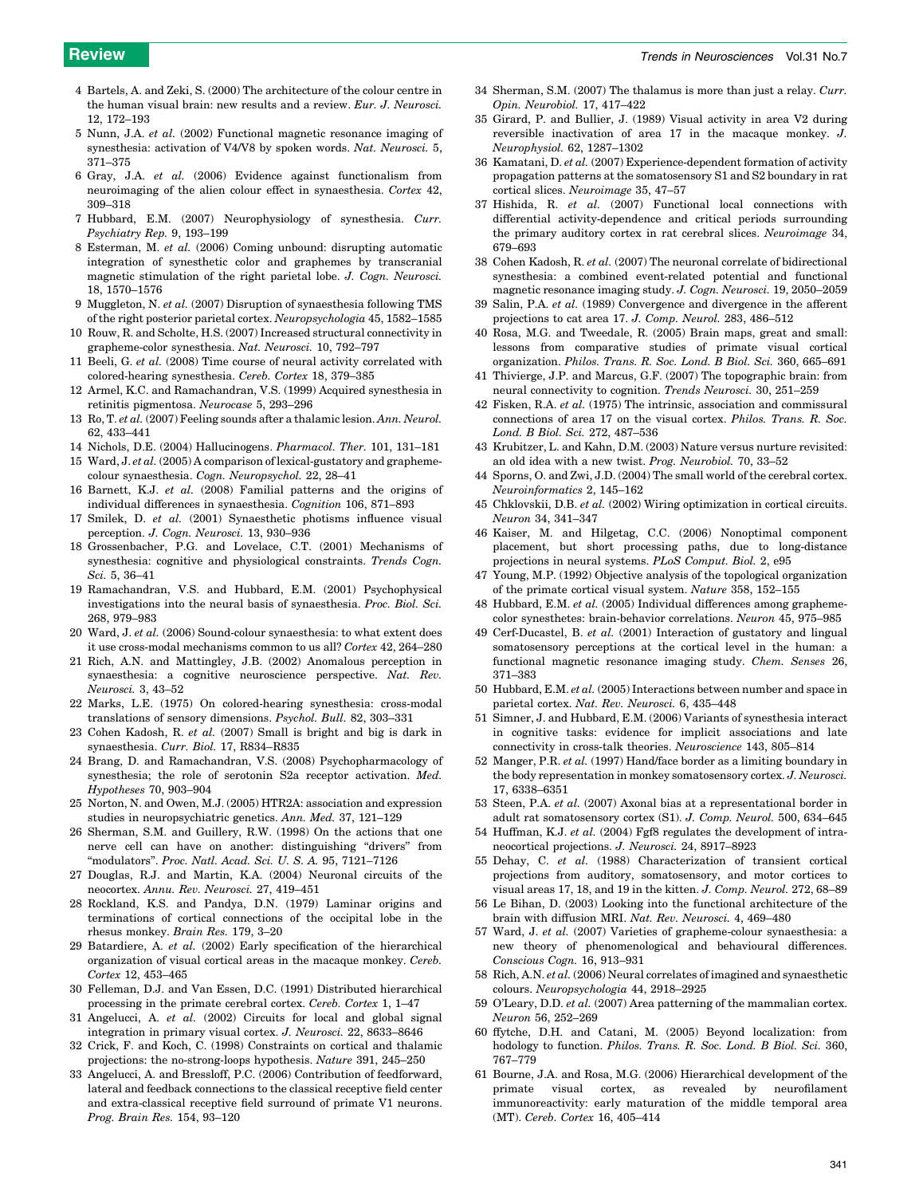4 Bartels, A. and Zeki, S. (2000) The architecture of the colour centre in the human visual brain: new results and a review. *Eur. J. Neurosci.* 12, 172–193

5 Nunn, J.A. *et al.* (2002) Functional magnetic resonance imaging of synesthesia: activation of V4/V8 by spoken words. *Nat. Neurosci.* 5, 371–375

6 Gray, J.A. *et al.* (2006) Evidence against functionalism from neuroimaging of the alien colour effect in synaesthesia. *Cortex* 42, 309–318

7 Hubbard, E.M. (2007) Neurophysiology of synesthesia. *Curr. Psychiatry Rep.* 9, 193–199

8 Esterman, M. *et al.* (2006) Coming unbound: disrupting automatic integration of synesthetic color and graphemes by transcranial magnetic stimulation of the right parietal lobe. *J. Cogn. Neurosci.* 18, 1570–1576

9 Muggleton, N. *et al.* (2007) Disruption of synaesthesia following TMS of the right posterior parietal cortex. *Neuropsychologia* 45, 1582–1585

10 Rouw, R. and Scholte, H.S. (2007) Increased structural connectivity in grapheme-color synesthesia. *Nat. Neurosci.* 10, 792–797

11 Beeli, G. *et al.* (2008) Time course of neural activity correlated with colored-hearing synesthesia. *Cereb. Cortex* 18, 379–385

12 Armel, K.C. and Ramachandran, V.S. (1999) Acquired synesthesia in retinitis pigmentosa. *Neurocase* 5, 293–296

13 Ro, T. *et al.* (2007) Feeling sounds after a thalamic lesion. *Ann. Neurol.* 62, 433–441

14 Nichols, D.E. (2004) Hallucinogens. *Pharmacol. Ther.* 101, 131–181

15 Ward, J. *et al.* (2005) A comparison of lexical-gustatory and grapheme-colour synaesthesia. *Cogn. Neuropsychol.* 22, 28–41

16 Barnett, K.J. *et al.* (2008) Familial patterns and the origins of individual differences in synaesthesia. *Cognition* 106, 871–893

17 Smilek, D. *et al.* (2001) Synaesthetic photisms influence visual perception. *J. Cogn. Neurosci.* 13, 930–936

18 Grossenbacher, P.G. and Lovelace, C.T. (2001) Mechanisms of synesthesia: cognitive and physiological constraints. *Trends Cogn. Sci.* 5, 36–41

19 Ramachandran, V.S. and Hubbard, E.M. (2001) Psychophysical investigations into the neural basis of synaesthesia. *Proc. Biol. Sci.* 268, 979–983

20 Ward, J. *et al.* (2006) Sound-colour synaesthesia: to what extent does it use cross-modal mechanisms common to us all? *Cortex* 42, 264–280

21 Rich, A.N. and Mattingley, J.B. (2002) Anomalous perception in synaesthesia: a cognitive neuroscience perspective. *Nat. Rev. Neurosci.* 3, 43–52

22 Marks, L.E. (1975) On colored-hearing synesthesia: cross-modal translations of sensory dimensions. *Psychol. Bull.* 82, 303–331

23 Cohen Kadosh, R. *et al.* (2007) Small is bright and big is dark in synaesthesia. *Curr. Biol.* 17, R834–R835

24 Brang, D. and Ramachandran, V.S. (2008) Psychopharmacology of synesthesia; the role of serotonin S2a receptor activation. *Med. Hypotheses* 70, 903–904

25 Norton, N. and Owen, M.J. (2005) HTR2A: association and expression studies in neuropsychiatric genetics. *Ann. Med.* 37, 121–129

26 Sherman, S.M. and Guillery, R.W. (1998) On the actions that one nerve cell can have on another: distinguishing "drivers" from "modulators". *Proc. Natl. Acad. Sci. U. S. A.* 95, 7121–7126

27 Douglas, R.J. and Martin, K.A. (2004) Neuronal circuits of the neocortex. *Annu. Rev. Neurosci.* 27, 419–451

28 Rockland, K.S. and Pandya, D.N. (1979) Laminar origins and terminations of cortical connections of the occipital lobe in the rhesus monkey. *Brain Res.* 179, 3–20

29 Batardiere, A. *et al.* (2002) Early specification of the hierarchical organization of visual cortical areas in the macaque monkey. *Cereb. Cortex* 12, 453–465

30 Felleman, D.J. and Van Essen, D.C. (1991) Distributed hierarchical processing in the primate cerebral cortex. *Cereb. Cortex* 1, 1–47

31 Angelucci, A. *et al.* (2002) Circuits for local and global signal integration in primary visual cortex. *J. Neurosci.* 22, 8633–8646

32 Crick, F. and Koch, C. (1998) Constraints on cortical and thalamic projections: the no-strong-loops hypothesis. *Nature* 391, 245–250

33 Angelucci, A. and Bressloff, P.C. (2006) Contribution of feedforward, lateral and feedback connections to the classical receptive field center and extra-classical receptive field surround of primate V1 neurons. *Prog. Brain Res.* 154, 93–120

34 Sherman, S.M. (2007) The thalamus is more than just a relay. *Curr. Opin. Neurobiol.* 17, 417–422

35 Girard, P. and Bullier, J. (1989) Visual activity in area V2 during reversible inactivation of area 17 in the macaque monkey. *J. Neurophysiol.* 62, 1287–1302

36 Kamatani, D. *et al.* (2007) Experience-dependent formation of activity propagation patterns at the somatosensory S1 and S2 boundary in rat cortical slices. *Neuroimage* 35, 47–57

37 Hishida, R. *et al.* (2007) Functional local connections with differential activity-dependence and critical periods surrounding the primary auditory cortex in rat cerebral slices. *Neuroimage* 34, 679–693

38 Cohen Kadosh, R. *et al.* (2007) The neuronal correlate of bidirectional synesthesia: a combined event-related potential and functional magnetic resonance imaging study. *J. Cogn. Neurosci.* 19, 2050–2059

39 Salin, P.A. *et al.* (1989) Convergence and divergence in the afferent projections to cat area 17. *J. Comp. Neurol.* 283, 486–512

40 Rosa, M.G. and Tweedale, R. (2005) Brain maps, great and small: lessons from comparative studies of primate visual cortical organization. *Philos. Trans. R. Soc. Lond. B Biol. Sci.* 360, 665–691

41 Thivierge, J.P. and Marcus, G.F. (2007) The topographic brain: from neural connectivity to cognition. *Trends Neurosci.* 30, 251–259

42 Fisken, R.A. *et al.* (1975) The intrinsic, association and commissural connections of area 17 on the visual cortex. *Philos. Trans. R. Soc. Lond. B Biol. Sci.* 272, 487–536

43 Krubitzer, L. and Kahn, D.M. (2003) Nature versus nurture revisited: an old idea with a new twist. *Prog. Neurobiol.* 70, 33–52

44 Sporns, O. and Zwi, J.D. (2004) The small world of the cerebral cortex. *Neuroinformatics* 2, 145–162

45 Chklovskii, D.B. *et al.* (2002) Wiring optimization in cortical circuits. *Neuron* 34, 341–347

46 Kaiser, M. and Hilgetag, C.C. (2006) Nonoptimal component placement, but short processing paths, due to long-distance projections in neural systems. *PLoS Comput. Biol.* 2, e95

47 Young, M.P. (1992) Objective analysis of the topological organization of the primate cortical visual system. *Nature* 358, 152–155

48 Hubbard, E.M. *et al.* (2005) Individual differences among grapheme-color synesthetes: brain-behavior correlations. *Neuron* 45, 975–985

49 Cerf-Ducastel, B. *et al.* (2001) Interaction of gustatory and lingual somatosensory perceptions at the cortical level in the human: a functional magnetic resonance imaging study. *Chem. Senses* 26, 371–383

50 Hubbard, E.M. *et al.* (2005) Interactions between number and space in parietal cortex. *Nat. Rev. Neurosci.* 6, 435–448

51 Simner, J. and Hubbard, E.M. (2006) Variants of synesthesia interact in cognitive tasks: evidence for implicit associations and late connectivity in cross-talk theories. *Neuroscience* 143, 805–814

52 Manger, P.R. *et al.* (1997) Hand/face border as a limiting boundary in the body representation in monkey somatosensory cortex. *J. Neurosci.* 17, 6338–6351

53 Steen, P.A. *et al.* (2007) Axonal bias at a representational border in adult rat somatosensory cortex (S1). *J. Comp. Neurol.* 500, 634–645

54 Huffman, K.J. *et al.* (2004) Fgf8 regulates the development of intra-neocortical projections. *J. Neurosci.* 24, 8917–8923

55 Dehay, C. *et al.* (1988) Characterization of transient cortical projections from auditory, somatosensory, and motor cortices to visual areas 17, 18, and 19 in the kitten. *J. Comp. Neurol.* 272, 68–89

56 Le Bihan, D. (2003) Looking into the functional architecture of the brain with diffusion MRI. *Nat. Rev. Neurosci.* 4, 469–480

57 Ward, J. *et al.* (2007) Varieties of grapheme-colour synaesthesia: a new theory of phenomenological and behavioural differences. *Conscious Cogn.* 16, 913–931

58 Rich, A.N. *et al.* (2006) Neural correlates of imagined and synaesthetic colours. *Neuropsychologia* 44, 2918–2925

59 O'Leary, D.D. *et al.* (2007) Area patterning of the mammalian cortex. *Neuron* 56, 252–269

60 ffytche, D.H. and Catani, M. (2005) Beyond localization: from hodology to function. *Philos. Trans. R. Soc. Lond. B Biol. Sci.* 360, 767–779

61 Bourne, J.A. and Rosa, M.G. (2006) Hierarchical development of the primate visual cortex, as revealed by neurofilament immunoreactivity: early maturation of the middle temporal area (MT). *Cereb. Cortex* 16, 405–414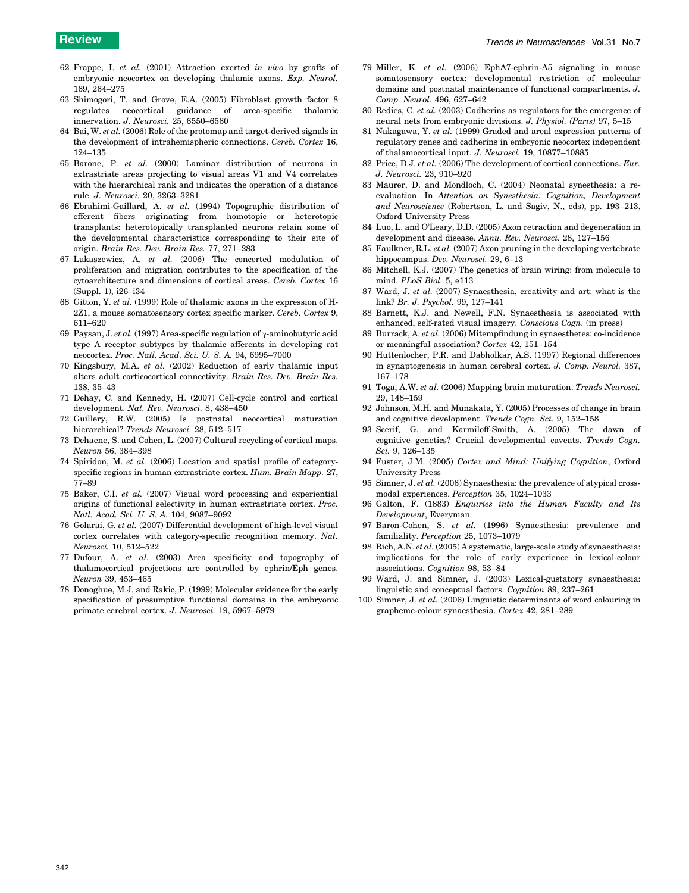62 Frappe, I. *et al.* (2001) Attraction exerted *in vivo* by grafts of embryonic neocortex on developing thalamic axons. *Exp. Neurol.* 169, 264–275

63 Shimogori, T. and Grove, E.A. (2005) Fibroblast growth factor 8 regulates neocortical guidance of area-specific thalamic innervation. *J. Neurosci.* 25, 6550–6560

64 Bai, W. *et al.* (2006) Role of the protomap and target-derived signals in the development of intrahemispheric connections. *Cereb. Cortex* 16, 124–135

65 Barone, P. *et al.* (2000) Laminar distribution of neurons in extrastriate areas projecting to visual areas V1 and V4 correlates with the hierarchical rank and indicates the operation of a distance rule. *J. Neurosci.* 20, 3263–3281

66 Ebrahimi-Gaillard, A. *et al.* (1994) Topographic distribution of efferent fibers originating from homotopic or heterotopic transplants: heterotopically transplanted neurons retain some of the developmental characteristics corresponding to their site of origin. *Brain Res. Dev. Brain Res.* 77, 271–283

67 Lukaszewicz, A. *et al.* (2006) The concerted modulation of proliferation and migration contributes to the specification of the cytoarchitecture and dimensions of cortical areas. *Cereb. Cortex* 16 (Suppl. 1), i26–i34

68 Gitton, Y. *et al.* (1999) Role of thalamic axons in the expression of H-2Z1, a mouse somatosensory cortex specific marker. *Cereb. Cortex* 9, 611–620

69 Paysan, J. *et al.* (1997) Area-specific regulation of γ-aminobutyric acid type A receptor subtypes by thalamic afferents in developing rat neocortex. *Proc. Natl. Acad. Sci. U. S. A.* 94, 6995–7000

70 Kingsbury, M.A. *et al.* (2002) Reduction of early thalamic input alters adult corticocortical connectivity. *Brain Res. Dev. Brain Res.* 138, 35–43

71 Dehay, C. and Kennedy, H. (2007) Cell-cycle control and cortical development. *Nat. Rev. Neurosci.* 8, 438–450

72 Guillery, R.W. (2005) Is postnatal neocortical maturation hierarchical? *Trends Neurosci.* 28, 512–517

73 Dehaene, S. and Cohen, L. (2007) Cultural recycling of cortical maps. *Neuron* 56, 384–398

74 Spiridon, M. *et al.* (2006) Location and spatial profile of category-specific regions in human extrastriate cortex. *Hum. Brain Mapp.* 27, 77–89

75 Baker, C.I. *et al.* (2007) Visual word processing and experiential origins of functional selectivity in human extrastriate cortex. *Proc. Natl. Acad. Sci. U. S. A.* 104, 9087–9092

76 Golarai, G. *et al.* (2007) Differential development of high-level visual cortex correlates with category-specific recognition memory. *Nat. Neurosci.* 10, 512–522

77 Dufour, A. *et al.* (2003) Area specificity and topography of thalamocortical projections are controlled by ephrin/Eph genes. *Neuron* 39, 453–465

78 Donoghue, M.J. and Rakic, P. (1999) Molecular evidence for the early specification of presumptive functional domains in the embryonic primate cerebral cortex. *J. Neurosci.* 19, 5967–5979

79 Miller, K. *et al.* (2006) EphA7-ephrin-A5 signaling in mouse somatosensory cortex: developmental restriction of molecular domains and postnatal maintenance of functional compartments. *J. Comp. Neurol.* 496, 627–642

80 Redies, C. *et al.* (2003) Cadherins as regulators for the emergence of neural nets from embryonic divisions. *J. Physiol. (Paris)* 97, 5–15

81 Nakagawa, Y. *et al.* (1999) Graded and areal expression patterns of regulatory genes and cadherins in embryonic neocortex independent of thalamocortical input. *J. Neurosci.* 19, 10877–10885

82 Price, D.J. *et al.* (2006) The development of cortical connections. *Eur. J. Neurosci.* 23, 910–920

83 Maurer, D. and Mondloch, C. (2004) Neonatal synesthesia: a re-evaluation. In *Attention on Synesthesia: Cognition, Development and Neuroscience* (Robertson, L. and Sagiv, N., eds), pp. 193–213, Oxford University Press

84 Luo, L. and O'Leary, D.D. (2005) Axon retraction and degeneration in development and disease. *Annu. Rev. Neurosci.* 28, 127–156

85 Faulkner, R.L. *et al.* (2007) Axon pruning in the developing vertebrate hippocampus. *Dev. Neurosci.* 29, 6–13

86 Mitchell, K.J. (2007) The genetics of brain wiring: from molecule to mind. *PLoS Biol.* 5, e113

87 Ward, J. *et al.* (2007) Synaesthesia, creativity and art: what is the link? *Br. J. Psychol.* 99, 127–141

88 Barnett, K.J. and Newell, F.N. Synaesthesia is associated with enhanced, self-rated visual imagery. *Conscious Cogn.* (in press)

89 Burrack, A. *et al.* (2006) Mitempfindung in synaesthetes: co-incidence or meaningful association? *Cortex* 42, 151–154

90 Huttenlocher, P.R. and Dabholkar, A.S. (1997) Regional differences in synaptogenesis in human cerebral cortex. *J. Comp. Neurol.* 387, 167–178

91 Toga, A.W. *et al.* (2006) Mapping brain maturation. *Trends Neurosci.* 29, 148–159

92 Johnson, M.H. and Munakata, Y. (2005) Processes of change in brain and cognitive development. *Trends Cogn. Sci.* 9, 152–158

93 Scerif, G. and Karmiloff-Smith, A. (2005) The dawn of cognitive genetics? Crucial developmental caveats. *Trends Cogn. Sci.* 9, 126–135

94 Fuster, J.M. (2005) *Cortex and Mind: Unifying Cognition*, Oxford University Press

95 Simner, J. *et al.* (2006) Synaesthesia: the prevalence of atypical cross-modal experiences. *Perception* 35, 1024–1033

96 Galton, F. (1883) *Enquiries into the Human Faculty and Its Development*, Everyman

97 Baron-Cohen, S. *et al.* (1996) Synaesthesia: prevalence and familiality. *Perception* 25, 1073–1079

98 Rich, A.N. *et al.* (2005) A systematic, large-scale study of synaesthesia: implications for the role of early experience in lexical-colour associations. *Cognition* 98, 53–84

99 Ward, J. and Simner, J. (2003) Lexical-gustatory synaesthesia: linguistic and conceptual factors. *Cognition* 89, 237–261

100 Simner, J. *et al.* (2006) Linguistic determinants of word colouring in grapheme-colour synaesthesia. *Cortex* 42, 281–289